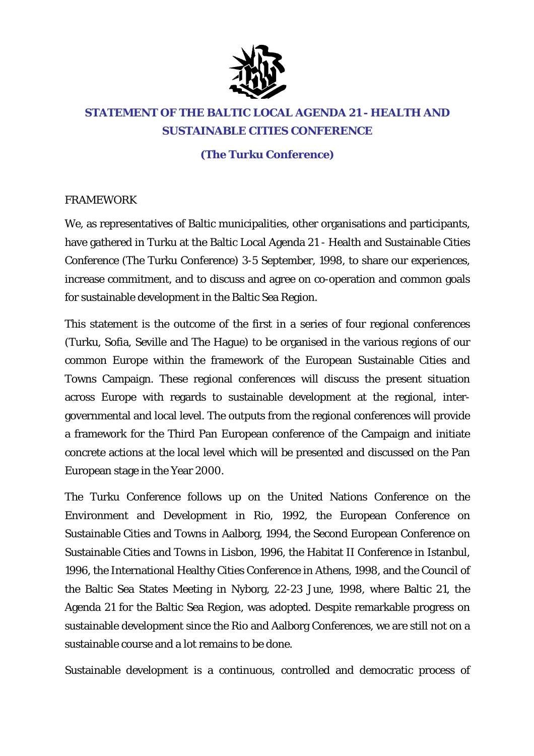# STATEMENT OF THE BALTIC LOCAL AGENDA 21 - HEALTH AND SUSTAINABLE CITIES CONFERENCE

## (The Turku Conference)

FRAMEWORK

We, as representatives of Baltic municipalities, other organisations and participants, have gathered in Turku at the Baltic Local Agenda 21 - Health and Sustainable Cities Conference (The Turku Conference) 3-5 September, 1998, to share our experiences, increase commitment, and to discuss and agree on co-operation and common goals for sustainable development in the Baltic Sea Region.

This statement is the outcome of the first in a series of four regional conferences (Turku, Sofia, Seville and The Hague) to be organised in the various regions of our common Europe within the framework of the European Sustainable Cities and Towns Campaign. These regional conferences will discuss the present situation across Europe with regards to sustainable development at the regional, inter-governmental and local level. The outputs from the regional conferences will provide a framework for the Third Pan European conference of the Campaign and initiate concrete actions at the local level which will be presented and discussed on the Pan European stage in the Year 2000.

The Turku Conference follows up on the United Nations Conference on the Environment and Development in Rio, 1992, the European Conference on Sustainable Cities and Towns in Aalborg, 1994, the Second European Conference on Sustainable Cities and Towns in Lisbon, 1996, the Habitat II Conference in Istanbul, 1996, the International Healthy Cities Conference in Athens, 1998, and the Council of the Baltic Sea States Meeting in Nyborg, 22-23 June, 1998, where Baltic 21, the Agenda 21 for the Baltic Sea Region, was adopted. Despite remarkable progress on sustainable development since the Rio and Aalborg Conferences, we are still not on a sustainable course and a lot remains to be done.

Sustainable development is a continuous, controlled and democratic process of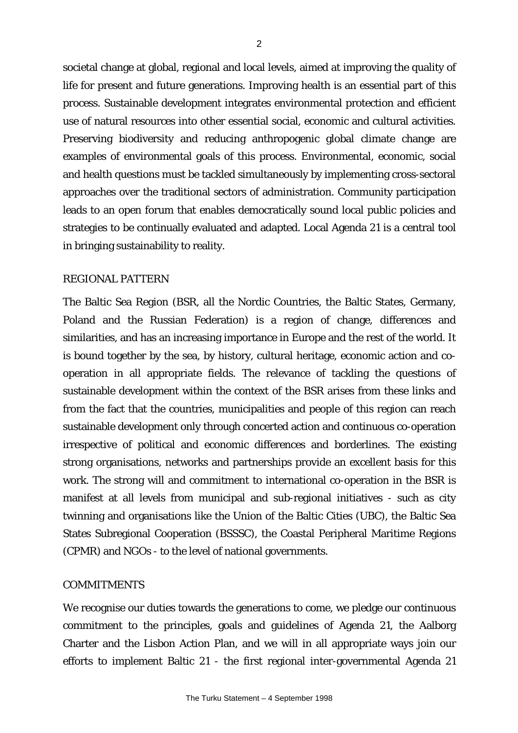societal change at global, regional and local levels, aimed at improving the quality of life for present and future generations. Improving health is an essential part of this process. Sustainable development integrates environmental protection and efficient use of natural resources into other essential social, economic and cultural activities. Preserving biodiversity and reducing anthropogenic global climate change are examples of environmental goals of this process. Environmental, economic, social and health questions must be tackled simultaneously by implementing cross-sectoral approaches over the traditional sectors of administration. Community participation leads to an open forum that enables democratically sound local public policies and strategies to be continually evaluated and adapted. Local Agenda 21 is a central tool in bringing sustainability to reality.

## REGIONAL PATTERN

The Baltic Sea Region (BSR, all the Nordic Countries, the Baltic States, Germany, Poland and the Russian Federation) is a region of change, differences and similarities, and has an increasing importance in Europe and the rest of the world. It is bound together by the sea, by history, cultural heritage, economic action and co-operation in all appropriate fields. The relevance of tackling the questions of sustainable development within the context of the BSR arises from these links and from the fact that the countries, municipalities and people of this region can reach sustainable development only through concerted action and continuous co-operation irrespective of political and economic differences and borderlines. The existing strong organisations, networks and partnerships provide an excellent basis for this work. The strong will and commitment to international co-operation in the BSR is manifest at all levels from municipal and sub-regional initiatives - such as city twinning and organisations like the Union of the Baltic Cities (UBC), the Baltic Sea States Subregional Cooperation (BSSSC), the Coastal Peripheral Maritime Regions (CPMR) and NGOs - to the level of national governments.

## COMMITMENTS

We recognise our duties towards the generations to come, we pledge our continuous commitment to the principles, goals and guidelines of Agenda 21, the Aalborg Charter and the Lisbon Action Plan, and we will in all appropriate ways join our efforts to implement Baltic 21 - the first regional inter-governmental Agenda 21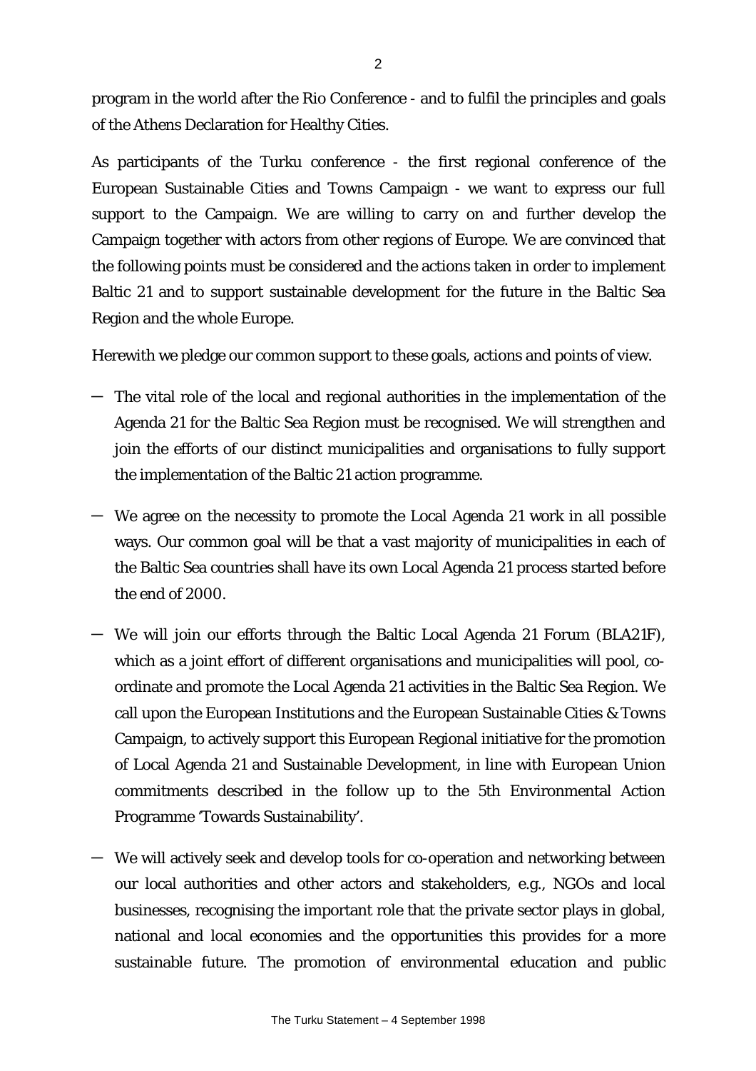program in the world after the Rio Conference - and to fulfil the principles and goals of the Athens Declaration for Healthy Cities.

As participants of the Turku conference - the first regional conference of the European Sustainable Cities and Towns Campaign - we want to express our full support to the Campaign. We are willing to carry on and further develop the Campaign together with actors from other regions of Europe. We are convinced that the following points must be considered and the actions taken in order to implement Baltic 21 and to support sustainable development for the future in the Baltic Sea Region and the whole Europe.

Herewith we pledge our common support to these goals, actions and points of view.

- The vital role of the local and regional authorities in the implementation of the Agenda 21 for the Baltic Sea Region must be recognised. We will strengthen and join the efforts of our distinct municipalities and organisations to fully support the implementation of the Baltic 21 action programme.
- We agree on the necessity to promote the Local Agenda 21 work in all possible ways. Our common goal will be that a vast majority of municipalities in each of the Baltic Sea countries shall have its own Local Agenda 21 process started before the end of 2000.
- We will join our efforts through the Baltic Local Agenda 21 Forum (BLA21F), which as a joint effort of different organisations and municipalities will pool, co-ordinate and promote the Local Agenda 21 activities in the Baltic Sea Region. We call upon the European Institutions and the European Sustainable Cities & Towns Campaign, to actively support this European Regional initiative for the promotion of Local Agenda 21 and Sustainable Development, in line with European Union commitments described in the follow up to the 5th Environmental Action Programme 'Towards Sustainability'.
- We will actively seek and develop tools for co-operation and networking between our local authorities and other actors and stakeholders, e.g., NGOs and local businesses, recognising the important role that the private sector plays in global, national and local economies and the opportunities this provides for a more sustainable future. The promotion of environmental education and public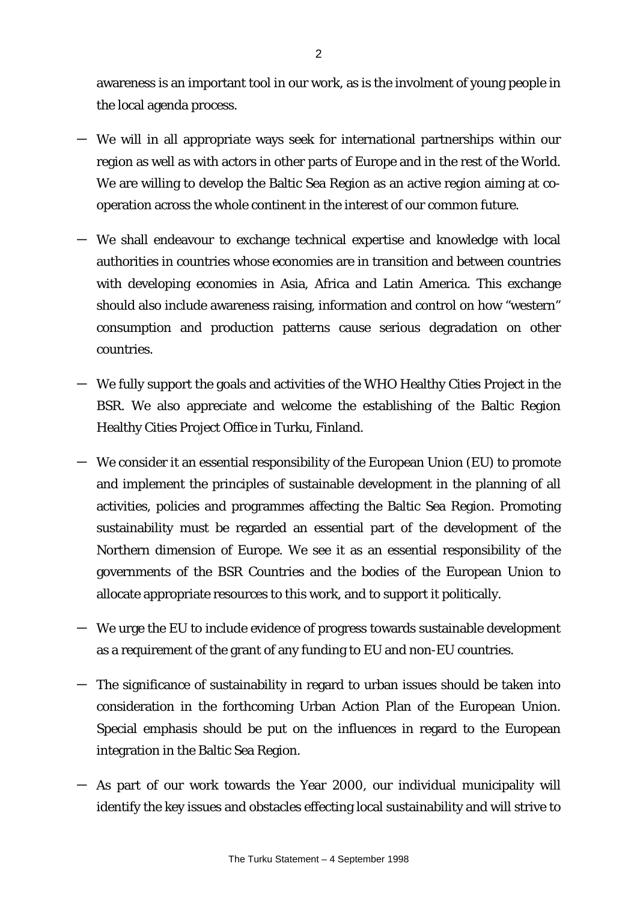awareness is an important tool in our work, as is the involment of young people in the local agenda process.

- We will in all appropriate ways seek for international partnerships within our region as well as with actors in other parts of Europe and in the rest of the World. We are willing to develop the Baltic Sea Region as an active region aiming at co-operation across the whole continent in the interest of our common future.

- We shall endeavour to exchange technical expertise and knowledge with local authorities in countries whose economies are in transition and between countries with developing economies in Asia, Africa and Latin America. This exchange should also include awareness raising, information and control on how "western" consumption and production patterns cause serious degradation on other countries.

- We fully support the goals and activities of the WHO Healthy Cities Project in the BSR. We also appreciate and welcome the establishing of the Baltic Region Healthy Cities Project Office in Turku, Finland.

- We consider it an essential responsibility of the European Union (EU) to promote and implement the principles of sustainable development in the planning of all activities, policies and programmes affecting the Baltic Sea Region. Promoting sustainability must be regarded an essential part of the development of the Northern dimension of Europe. We see it as an essential responsibility of the governments of the BSR Countries and the bodies of the European Union to allocate appropriate resources to this work, and to support it politically.

- We urge the EU to include evidence of progress towards sustainable development as a requirement of the grant of any funding to EU and non-EU countries.

- The significance of sustainability in regard to urban issues should be taken into consideration in the forthcoming Urban Action Plan of the European Union. Special emphasis should be put on the influences in regard to the European integration in the Baltic Sea Region.

- As part of our work towards the Year 2000, our individual municipality will identify the key issues and obstacles effecting local sustainability and will strive to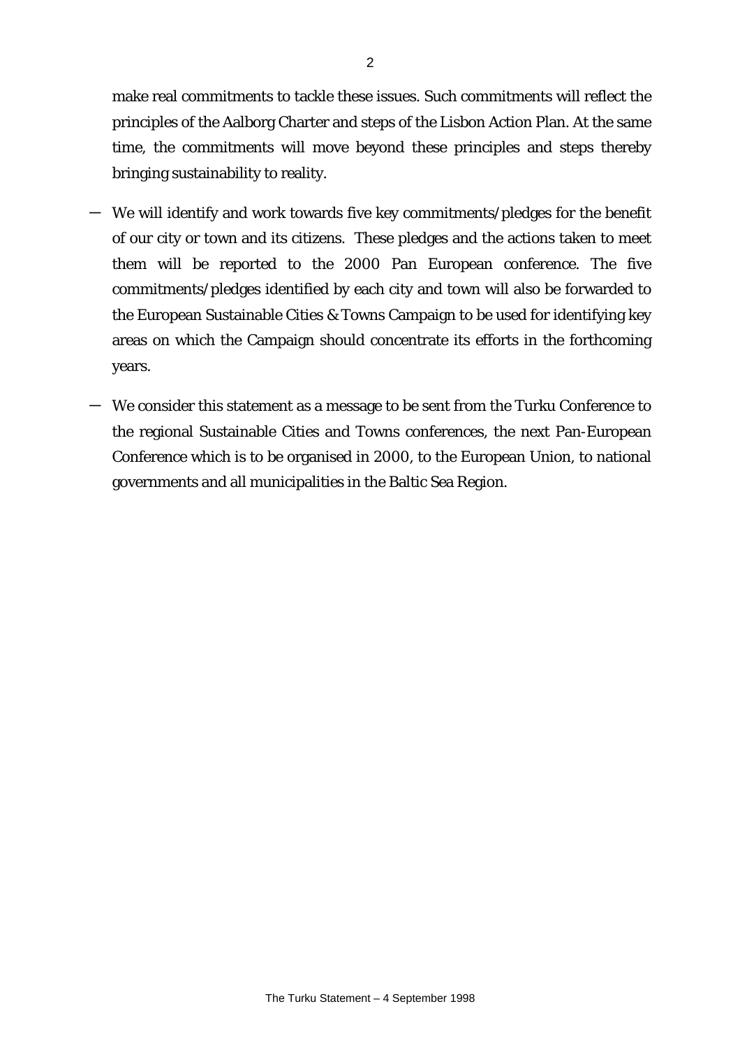make real commitments to tackle these issues. Such commitments will reflect the principles of the Aalborg Charter and steps of the Lisbon Action Plan. At the same time, the commitments will move beyond these principles and steps thereby bringing sustainability to reality.

- We will identify and work towards five key commitments/pledges for the benefit of our city or town and its citizens. These pledges and the actions taken to meet them will be reported to the 2000 Pan European conference. The five commitments/pledges identified by each city and town will also be forwarded to the European Sustainable Cities & Towns Campaign to be used for identifying key areas on which the Campaign should concentrate its efforts in the forthcoming years.

- We consider this statement as a message to be sent from the Turku Conference to the regional Sustainable Cities and Towns conferences, the next Pan-European Conference which is to be organised in 2000, to the European Union, to national governments and all municipalities in the Baltic Sea Region.